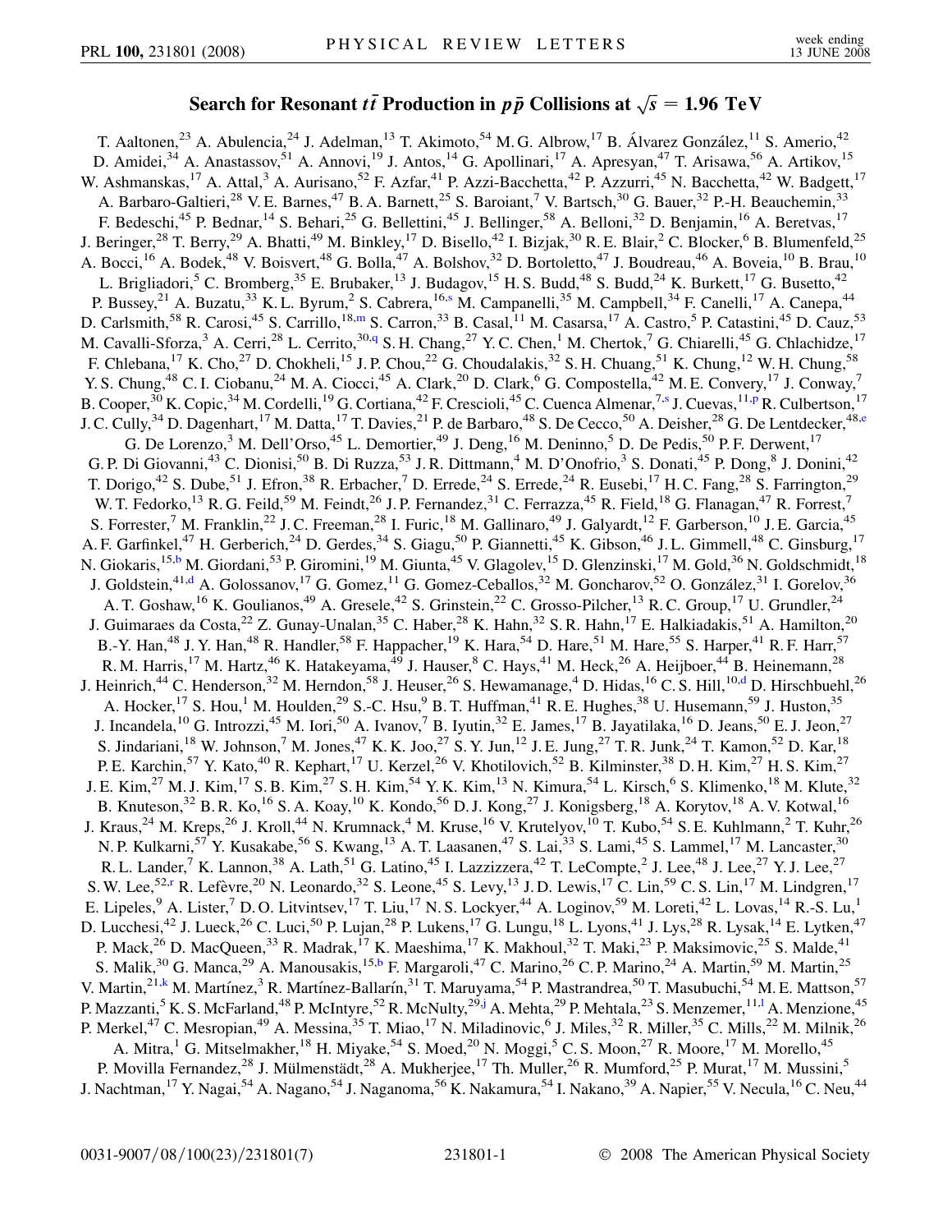# Search for Resonant $t\bar{t}$ Production in $p\bar{p}$ Collisions at $\sqrt{s} = 1.96$ TeV

T. Aaltonen,[23] A. Abulencia,[24] J. Adelman,[13] T. Akimoto,[54] M. G. Albrow,[17] B. Álvarez González,[11] S. Amerio,[42] D. Amidei,[34] A. Anastassov,[51] A. Annovi,[19] J. Antos,[14] G. Apollinari,[17] A. Apresyan,[47] T. Arisawa,[56] A. Artikov,[15] W. Ashmanskas,[17] A. Attal,[3] A. Aurisano,[52] F. Azfar,[41] P. Azzi-Bacchetta,[42] P. Azzurri,[45] N. Bacchetta,[42] W. Badgett,[17] A. Barbaro-Galtieri,[28] V. E. Barnes,[47] B. A. Barnett,[25] S. Baroiant,[7] V. Bartsch,[30] G. Bauer,[32] P.-H. Beauchemin,[33] F. Bedeschi,[45] P. Bednar,[14] S. Behari,[25] G. Bellettini,[45] J. Bellinger,[58] A. Belloni,[32] D. Benjamin,[16] A. Beretvas,[17] J. Beringer,[28] T. Berry,[29] A. Bhatti,[49] M. Binkley,[17] D. Bisello,[42] I. Bizjak,[30] R. E. Blair,[2] C. Blocker,[6] B. Blumenfeld,[25] A. Bocci,[16] A. Bodek,[48] V. Boisvert,[48] G. Bolla,[47] A. Bolshov,[32] D. Bortoletto,[47] J. Boudreau,[46] A. Boveia,[10] B. Brau,[10] L. Brigliadori,[5] C. Bromberg,[35] E. Brubaker,[13] J. Budagov,[15] H. S. Budd,[48] S. Budd,[24] K. Burkett,[17] G. Busetto,[42] P. Bussey,[21] A. Buzatu,[33] K. L. Byrum,[2] S. Cabrera,[16,s] M. Campanelli,[35] M. Campbell,[34] F. Canelli,[17] A. Canepa,[44] D. Carlsmith,[58] R. Carosi,[45] S. Carrillo,[18,m] S. Carron,[33] B. Casal,[11] M. Casarsa,[17] A. Castro,[5] P. Catastini,[45] D. Cauz,[53] M. Cavalli-Sforza,[3] A. Cerri,[28] L. Cerrito,[30,q] S. H. Chang,[27] Y. C. Chen,[1] M. Chertok,[7] G. Chiarelli,[45] G. Chlachidze,[17] F. Chlebana,[17] K. Cho,[27] D. Chokheli,[15] J. P. Chou,[22] G. Choudalakis,[32] S. H. Chuang,[51] K. Chung,[12] W. H. Chung,[58] Y. S. Chung,[48] C. I. Ciobanu,[24] M. A. Ciocci,[45] A. Clark,[20] D. Clark,[6] G. Compostella,[42] M. E. Convery,[17] J. Conway,[7] B. Cooper,[30] K. Copic,[34] M. Cordelli,[19] G. Cortiana,[42] F. Crescioli,[45] C. Cuenca Almenar,[7,s] J. Cuevas,[11,p] R. Culbertson,[17] J. C. Cully,[34] D. Dagenhart,[17] M. Datta,[17] T. Davies,[21] P. de Barbaro,[48] S. De Cecco,[50] A. Deisher,[28] G. De Lentdecker,[48,e] G. De Lorenzo,[3] M. Dell'Orso,[45] L. Demortier,[49] J. Deng,[16] M. Deninno,[5] D. De Pedis,[50] P. F. Derwent,[17] G. P. Di Giovanni,[43] C. Dionisi,[50] B. Di Ruzza,[53] J. R. Dittmann,[4] M. D'Onofrio,[3] S. Donati,[45] P. Dong,[8] J. Donini,[42] T. Dorigo,[42] S. Dube,[51] J. Efron,[38] R. Erbacher,[7] D. Errede,[24] S. Errede,[24] R. Eusebi,[17] H. C. Fang,[28] S. Farrington,[29] W. T. Fedorko,[13] R. G. Feild,[59] M. Feindt,[26] J. P. Fernandez,[31] C. Ferrazza,[45] R. Field,[18] G. Flanagan,[47] R. Forrest,[7] S. Forrester,[7] M. Franklin,[22] J. C. Freeman,[28] I. Furic,[18] M. Gallinaro,[49] J. Galyardt,[12] F. Garberson,[10] J. E. Garcia,[45] A. F. Garfinkel,[47] H. Gerberich,[24] D. Gerdes,[34] S. Giagu,[50] P. Giannetti,[45] K. Gibson,[46] J. L. Gimmell,[48] C. Ginsburg,[17] N. Giokaris,[15,b] M. Giordani,[53] P. Giromini,[19] M. Giunta,[45] V. Glagolev,[15] D. Glenzinski,[17] M. Gold,[36] N. Goldschmidt,[18] J. Goldstein,[41,d] A. Golossanov,[17] G. Gomez,[11] G. Gomez-Ceballos,[32] M. Goncharov,[52] O. González,[31] I. Gorelov,[36] A. T. Goshaw,[16] K. Goulianos,[49] A. Gresele,[42] S. Grinstein,[22] C. Grosso-Pilcher,[13] R. C. Group,[17] U. Grundler,[24] J. Guimaraes da Costa,[22] Z. Gunay-Unalan,[35] C. Haber,[28] K. Hahn,[32] S. R. Hahn,[17] E. Halkiadakis,[51] A. Hamilton,[20] B.-Y. Han,[48] J. Y. Han,[48] R. Handler,[58] F. Happacher,[19] K. Hara,[54] D. Hare,[51] M. Hare,[55] S. Harper,[41] R. F. Harr,[57] R. M. Harris,[17] M. Hartz,[46] K. Hatakeyama,[49] J. Hauser,[8] C. Hays,[41] M. Heck,[26] A. Heijboer,[44] B. Heinemann,[28] J. Heinrich,[44] C. Henderson,[32] M. Herndon,[58] J. Heuser,[26] S. Hewamanage,[4] D. Hidas,[16] C. S. Hill,[10,d] D. Hirschbuehl,[26] A. Hocker,[17] S. Hou,[1] M. Houlden,[29] S.-C. Hsu,[9] B. T. Huffman,[41] R. E. Hughes,[38] U. Husemann,[59] J. Huston,[35] J. Incandela,[10] G. Introzzi,[45] M. Iori,[50] A. Ivanov,[7] B. Iyutin,[32] E. James,[17] B. Jayatilaka,[16] D. Jeans,[50] E. J. Jeon,[27] S. Jindariani,[18] W. Johnson,[7] M. Jones,[47] K. K. Joo,[27] S. Y. Jun,[12] J. E. Jung,[27] T. R. Junk,[24] T. Kamon,[52] D. Kar,[18] P. E. Karchin,[57] Y. Kato,[40] R. Kephart,[17] U. Kerzel,[26] V. Khotilovich,[52] B. Kilminster,[38] D. H. Kim,[27] H. S. Kim,[27] J. E. Kim,[27] M. J. Kim,[17] S. B. Kim,[27] S. H. Kim,[54] Y. K. Kim,[13] N. Kimura,[54] L. Kirsch,[6] S. Klimenko,[18] M. Klute,[32] B. Knuteson,[32] B. R. Ko,[16] S. A. Koay,[10] K. Kondo,[56] D. J. Kong,[27] J. Konigsberg,[18] A. Korytov,[18] A. V. Kotwal,[16] J. Kraus,[24] M. Kreps,[26] J. Kroll,[44] N. Krumnack,[4] M. Kruse,[16] V. Krutelyov,[10] T. Kubo,[54] S. E. Kuhlmann,[2] T. Kuhr,[26] N. P. Kulkarni,[57] Y. Kusakabe,[56] S. Kwang,[13] A. T. Laasanen,[47] S. Lai,[33] S. Lami,[45] S. Lammel,[17] M. Lancaster,[30] R. L. Lander,[7] K. Lannon,[38] A. Lath,[51] G. Latino,[45] I. Lazzizzera,[42] T. LeCompte,[2] J. Lee,[48] J. Lee,[27] Y. J. Lee,[27] S. W. Lee,[52,r] R. Lefèvre,[20] N. Leonardo,[32] S. Leone,[45] S. Levy,[13] J. D. Lewis,[17] C. Lin,[59] C. S. Lin,[17] M. Lindgren,[17] E. Lipeles,[9] A. Lister,[7] D. O. Litvintsev,[17] T. Liu,[17] N. S. Lockyer,[44] A. Loginov,[59] M. Loreti,[42] L. Lovas,[14] R.-S. Lu,[1] D. Lucchesi,[42] J. Lueck,[26] C. Luci,[50] P. Lujan,[28] P. Lukens,[17] G. Lungu,[18] L. Lyons,[41] J. Lys,[28] R. Lysak,[14] E. Lytken,[47] P. Mack,[26] D. MacQueen,[33] R. Madrak,[17] K. Maeshima,[17] K. Makhoul,[32] T. Maki,[23] P. Maksimovic,[25] S. Malde,[41] S. Malik,[30] G. Manca,[29] A. Manousakis,[15,b] F. Margaroli,[47] C. Marino,[26] C. P. Marino,[24] A. Martin,[59] M. Martin,[25] V. Martin,[21,k] M. Martínez,[3] R. Martínez-Ballarín,[31] T. Maruyama,[54] P. Mastrandrea,[50] T. Masubuchi,[54] M. E. Mattson,[57] P. Mazzanti,[5] K. S. McFarland,[48] P. McIntyre,[52] R. McNulty,[29,j] A. Mehta,[29] P. Mehtala,[23] S. Menzemer,[11,l] A. Menzione,[45] P. Merkel,[47] C. Mesropian,[49] A. Messina,[35] T. Miao,[17] N. Miladinovic,[6] J. Miles,[32] R. Miller,[35] C. Mills,[22] M. Milnik,[26] A. Mitra,[1] G. Mitselmakher,[18] H. Miyake,[54] S. Moed,[20] N. Moggi,[5] C. S. Moon,[27] R. Moore,[17] M. Morello,[45] P. Movilla Fernandez,[28] J. Mülmenstädt,[28] A. Mukherjee,[17] Th. Muller,[26] R. Mumford,[25] P. Murat,[17] M. Mussini,[5] J. Nachtman,[17] Y. Nagai,[54] A. Nagano,[54] J. Naganoma,[56] K. Nakamura,[54] I. Nakano,[39] A. Napier,[55] V. Necula,[16] C. Neu,[44]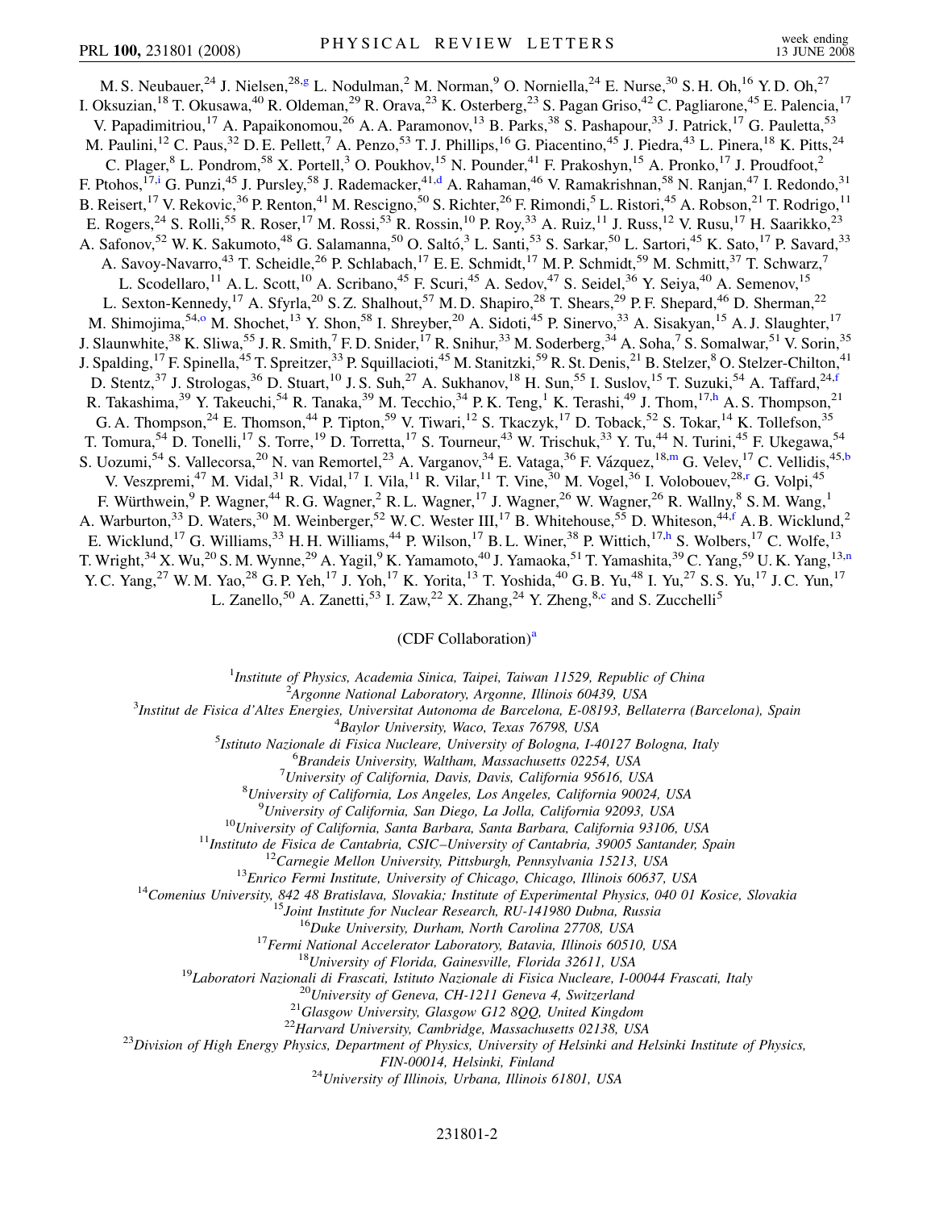M. S. Neubauer,[24] J. Nielsen,[28,g] L. Nodulman,[2] M. Norman,[9] O. Norniella,[24] E. Nurse,[30] S. H. Oh,[16] Y. D. Oh,[27] I. Oksuzian,[18] T. Okusawa,[40] R. Oldeman,[29] R. Orava,[23] K. Osterberg,[23] S. Pagan Griso,[42] C. Pagliarone,[45] E. Palencia,[17] V. Papadimitriou,[17] A. Papaikonomou,[26] A. A. Paramonov,[13] B. Parks,[38] S. Pashapour,[33] J. Patrick,[17] G. Pauletta,[53] M. Paulini,[12] C. Paus,[32] D. E. Pellett,[7] A. Penzo,[53] T. J. Phillips,[16] G. Piacentino,[45] J. Piedra,[43] L. Pinera,[18] K. Pitts,[24] C. Plager,[8] L. Pondrom,[58] X. Portell,[3] O. Poukhov,[15] N. Pounder,[41] F. Prakoshyn,[15] A. Pronko,[17] J. Proudfoot,[2] F. Ptohos,[17,i] G. Punzi,[45] J. Pursley,[58] J. Rademacker,[41,d] A. Rahaman,[46] V. Ramakrishnan,[58] N. Ranjan,[47] I. Redondo,[31] B. Reisert,[17] V. Rekovic,[36] P. Renton,[41] M. Rescigno,[50] S. Richter,[26] F. Rimondi,[5] L. Ristori,[45] A. Robson,[21] T. Rodrigo,[11] E. Rogers,[24] S. Rolli,[55] R. Roser,[17] M. Rossi,[53] R. Rossin,[10] P. Roy,[33] A. Ruiz,[11] J. Russ,[12] V. Rusu,[17] H. Saarikko,[23] A. Safonov,[52] W. K. Sakumoto,[48] G. Salamanna,[50] O. Saltó,[3] L. Santi,[53] S. Sarkar,[50] L. Sartori,[45] K. Sato,[17] P. Savard,[33] A. Savoy-Navarro,[43] T. Scheidle,[26] P. Schlabach,[17] E. E. Schmidt,[17] M. P. Schmidt,[59] M. Schmitt,[37] T. Schwarz,[7] L. Scodellaro,[11] A. L. Scott,[10] A. Scribano,[45] F. Scuri,[45] A. Sedov,[47] S. Seidel,[36] Y. Seiya,[40] A. Semenov,[15] L. Sexton-Kennedy,[17] A. Sfyrla,[20] S. Z. Shalhout,[57] M. D. Shapiro,[28] T. Shears,[29] P. F. Shepard,[46] D. Sherman,[22] M. Shimojima,[54,o] M. Shochet,[13] Y. Shon,[58] I. Shreyber,[20] A. Sidoti,[45] P. Sinervo,[33] A. Sisakyan,[15] A. J. Slaughter,[17] J. Slaunwhite,[38] K. Sliwa,[55] J. R. Smith,[7] F. D. Snider,[17] R. Snihur,[33] M. Soderberg,[34] A. Soha,[7] S. Somalwar,[51] V. Sorin,[35] J. Spalding,[17] F. Spinella,[45] T. Spreitzer,[33] P. Squillacioti,[45] M. Stanitzki,[59] R. St. Denis,[21] B. Stelzer,[8] O. Stelzer-Chilton,[41] D. Stentz,[37] J. Strologas,[36] D. Stuart,[10] J. S. Suh,[27] A. Sukhanov,[18] H. Sun,[55] I. Suslov,[15] T. Suzuki,[54] A. Taffard,[24,f] R. Takashima,[39] Y. Takeuchi,[54] R. Tanaka,[39] M. Tecchio,[34] P. K. Teng,[1] K. Terashi,[49] J. Thom,[17,h] A. S. Thompson,[21] G. A. Thompson,[24] E. Thomson,[44] P. Tipton,[59] V. Tiwari,[12] S. Tkaczyk,[17] D. Toback,[52] S. Tokar,[14] K. Tollefson,[35] T. Tomura,[54] D. Tonelli,[17] S. Torre,[19] D. Torretta,[17] S. Tourneur,[43] W. Trischuk,[33] Y. Tu,[44] N. Turini,[45] F. Ukegawa,[54] S. Uozumi,[54] S. Vallecorsa,[20] N. van Remortel,[23] A. Varganov,[34] E. Vataga,[36] F. Vázquez,[18,m] G. Velev,[17] C. Vellidis,[45,b] V. Veszpremi,[47] M. Vidal,[31] R. Vidal,[17] I. Vila,[11] R. Vilar,[11] T. Vine,[30] M. Vogel,[36] I. Volobouev,[28,r] G. Volpi,[45] F. Würthwein,[9] P. Wagner,[44] R. G. Wagner,[2] R. L. Wagner,[17] J. Wagner,[26] W. Wagner,[26] R. Wallny,[8] S. M. Wang,[1] A. Warburton,[33] D. Waters,[30] M. Weinberger,[52] W. C. Wester III,[17] B. Whitehouse,[55] D. Whiteson,[44,f] A. B. Wicklund,[2] E. Wicklund,[17] G. Williams,[33] H. H. Williams,[44] P. Wilson,[17] B. L. Winer,[38] P. Wittich,[17,h] S. Wolbers,[17] C. Wolfe,[13] T. Wright,[34] X. Wu,[20] S. M. Wynne,[29] A. Yagil,[9] K. Yamamoto,[40] J. Yamaoka,[51] T. Yamashita,[39] C. Yang,[59] U. K. Yang,[13,n] Y. C. Yang,[27] W. M. Yao,[28] G. P. Yeh,[17] J. Yoh,[17] K. Yorita,[13] T. Yoshida,[40] G. B. Yu,[48] I. Yu,[27] S. S. Yu,[17] J. C. Yun,[17] L. Zanello,[50] A. Zanetti,[53] I. Zaw,[22] X. Zhang,[24] Y. Zheng,[8,c] and S. Zucchelli[5]

(CDF Collaboration)[a]

[1]*Institute of Physics, Academia Sinica, Taipei, Taiwan 11529, Republic of China*
[2]*Argonne National Laboratory, Argonne, Illinois 60439, USA*
[3]*Institut de Fisica d'Altes Energies, Universitat Autonoma de Barcelona, E-08193, Bellaterra (Barcelona), Spain*
[4]*Baylor University, Waco, Texas 76798, USA*
[5]*Istituto Nazionale di Fisica Nucleare, University of Bologna, I-40127 Bologna, Italy*
[6]*Brandeis University, Waltham, Massachusetts 02254, USA*
[7]*University of California, Davis, Davis, California 95616, USA*
[8]*University of California, Los Angeles, Los Angeles, California 90024, USA*
[9]*University of California, San Diego, La Jolla, California 92093, USA*
[10]*University of California, Santa Barbara, Santa Barbara, California 93106, USA*
[11]*Instituto de Fisica de Cantabria, CSIC–University of Cantabria, 39005 Santander, Spain*
[12]*Carnegie Mellon University, Pittsburgh, Pennsylvania 15213, USA*
[13]*Enrico Fermi Institute, University of Chicago, Chicago, Illinois 60637, USA*
[14]*Comenius University, 842 48 Bratislava, Slovakia; Institute of Experimental Physics, 040 01 Kosice, Slovakia*
[15]*Joint Institute for Nuclear Research, RU-141980 Dubna, Russia*
[16]*Duke University, Durham, North Carolina 27708, USA*
[17]*Fermi National Accelerator Laboratory, Batavia, Illinois 60510, USA*
[18]*University of Florida, Gainesville, Florida 32611, USA*
[19]*Laboratori Nazionali di Frascati, Istituto Nazionale di Fisica Nucleare, I-00044 Frascati, Italy*
[20]*University of Geneva, CH-1211 Geneva 4, Switzerland*
[21]*Glasgow University, Glasgow G12 8QQ, United Kingdom*
[22]*Harvard University, Cambridge, Massachusetts 02138, USA*
[23]*Division of High Energy Physics, Department of Physics, University of Helsinki and Helsinki Institute of Physics, FIN-00014, Helsinki, Finland*
[24]*University of Illinois, Urbana, Illinois 61801, USA*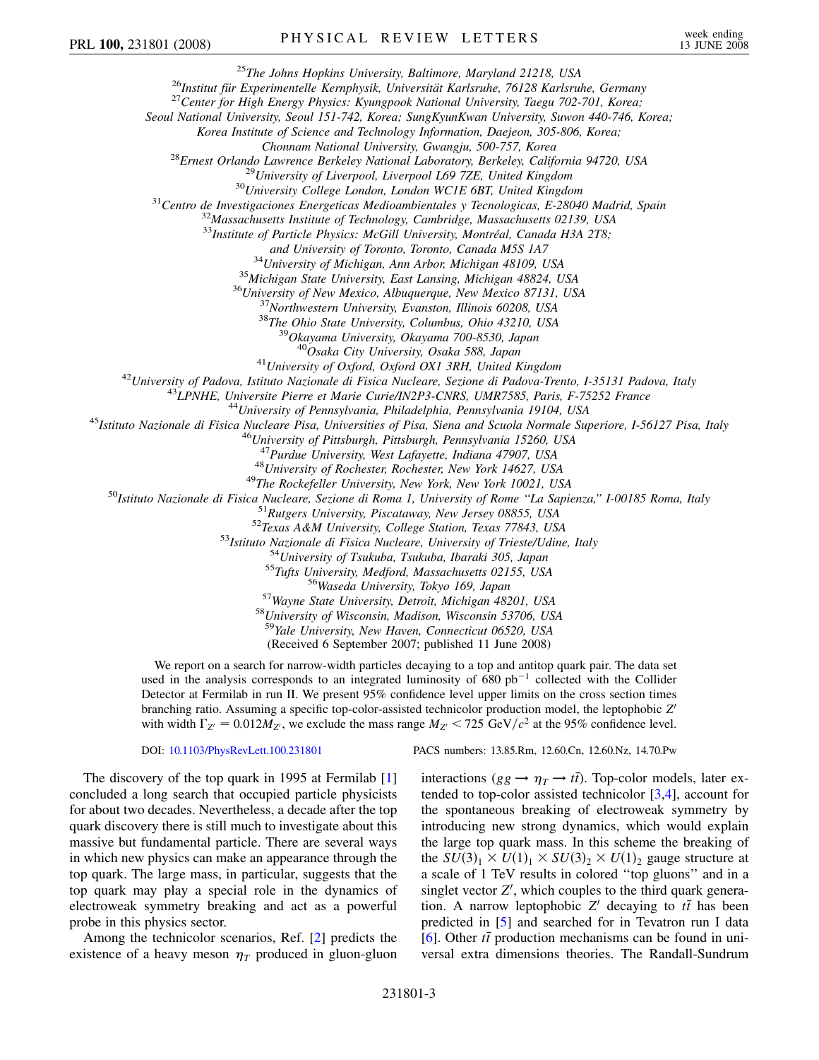[25]The Johns Hopkins University, Baltimore, Maryland 21218, USA

[26]Institut für Experimentelle Kernphysik, Universität Karlsruhe, 76128 Karlsruhe, Germany

[27]Center for High Energy Physics: Kyungpook National University, Taegu 702-701, Korea; Seoul National University, Seoul 151-742, Korea; SungKyunKwan University, Suwon 440-746, Korea; Korea Institute of Science and Technology Information, Daejeon, 305-806, Korea; Chonnam National University, Gwangju, 500-757, Korea

[28]Ernest Orlando Lawrence Berkeley National Laboratory, Berkeley, California 94720, USA

[29]University of Liverpool, Liverpool L69 7ZE, United Kingdom

[30]University College London, London WC1E 6BT, United Kingdom

[31]Centro de Investigaciones Energeticas Medioambientales y Tecnologicas, E-28040 Madrid, Spain

[32]Massachusetts Institute of Technology, Cambridge, Massachusetts 02139, USA

[33]Institute of Particle Physics: McGill University, Montréal, Canada H3A 2T8; and University of Toronto, Toronto, Canada M5S 1A7

[34]University of Michigan, Ann Arbor, Michigan 48109, USA

[35]Michigan State University, East Lansing, Michigan 48824, USA

[36]University of New Mexico, Albuquerque, New Mexico 87131, USA

[37]Northwestern University, Evanston, Illinois 60208, USA

[38]The Ohio State University, Columbus, Ohio 43210, USA

[39]Okayama University, Okayama 700-8530, Japan

[40]Osaka City University, Osaka 588, Japan

[41]University of Oxford, Oxford OX1 3RH, United Kingdom

[42]University of Padova, Istituto Nazionale di Fisica Nucleare, Sezione di Padova-Trento, I-35131 Padova, Italy

[43]LPNHE, Universite Pierre et Marie Curie/IN2P3-CNRS, UMR7585, Paris, F-75252 France

[44]University of Pennsylvania, Philadelphia, Pennsylvania 19104, USA

[45]Istituto Nazionale di Fisica Nucleare Pisa, Universities of Pisa, Siena and Scuola Normale Superiore, I-56127 Pisa, Italy

[46]University of Pittsburgh, Pittsburgh, Pennsylvania 15260, USA

[47]Purdue University, West Lafayette, Indiana 47907, USA

[48]University of Rochester, Rochester, New York 14627, USA

[49]The Rockefeller University, New York, New York 10021, USA

[50]Istituto Nazionale di Fisica Nucleare, Sezione di Roma 1, University of Rome "La Sapienza," I-00185 Roma, Italy

[51]Rutgers University, Piscataway, New Jersey 08855, USA

[52]Texas A&M University, College Station, Texas 77843, USA

[53]Istituto Nazionale di Fisica Nucleare, University of Trieste/Udine, Italy

[54]University of Tsukuba, Tsukuba, Ibaraki 305, Japan

[55]Tufts University, Medford, Massachusetts 02155, USA

[56]Waseda University, Tokyo 169, Japan

[57]Wayne State University, Detroit, Michigan 48201, USA

[58]University of Wisconsin, Madison, Wisconsin 53706, USA

[59]Yale University, New Haven, Connecticut 06520, USA

(Received 6 September 2007; published 11 June 2008)

We report on a search for narrow-width particles decaying to a top and antitop quark pair. The data set used in the analysis corresponds to an integrated luminosity of 680 $\mathrm{pb}^{-1}$ collected with the Collider Detector at Fermilab in run II. We present 95% confidence level upper limits on the cross section times branching ratio. Assuming a specific top-color-assisted technicolor production model, the leptophobic $Z'$ with width $\Gamma_{Z'} = 0.012 M_{Z'}$, we exclude the mass range $M_{Z'} < 725\ \mathrm{GeV}/c^2$ at the 95% confidence level.

DOI: 10.1103/PhysRevLett.100.231801 PACS numbers: 13.85.Rm, 12.60.Cn, 12.60.Nz, 14.70.Pw

The discovery of the top quark in 1995 at Fermilab [1] concluded a long search that occupied particle physicists for about two decades. Nevertheless, a decade after the top quark discovery there is still much to investigate about this massive but fundamental particle. There are several ways in which new physics can make an appearance through the top quark. The large mass, in particular, suggests that the top quark may play a special role in the dynamics of electroweak symmetry breaking and act as a powerful probe in this physics sector.

Among the technicolor scenarios, Ref. [2] predicts the existence of a heavy meson $\eta_T$ produced in gluon-gluon interactions ($gg \rightarrow \eta_T \rightarrow t\bar{t}$). Top-color models, later extended to top-color assisted technicolor [3,4], account for the spontaneous breaking of electroweak symmetry by introducing new strong dynamics, which would explain the large top quark mass. In this scheme the breaking of the $SU(3)_1 \times U(1)_1 \times SU(3)_2 \times U(1)_2$ gauge structure at a scale of 1 TeV results in colored "top gluons" and in a singlet vector $Z'$, which couples to the third quark generation. A narrow leptophobic $Z'$ decaying to $t\bar{t}$ has been predicted in [5] and searched for in Tevatron run I data [6]. Other $t\bar{t}$ production mechanisms can be found in universal extra dimensions theories. The Randall-Sundrum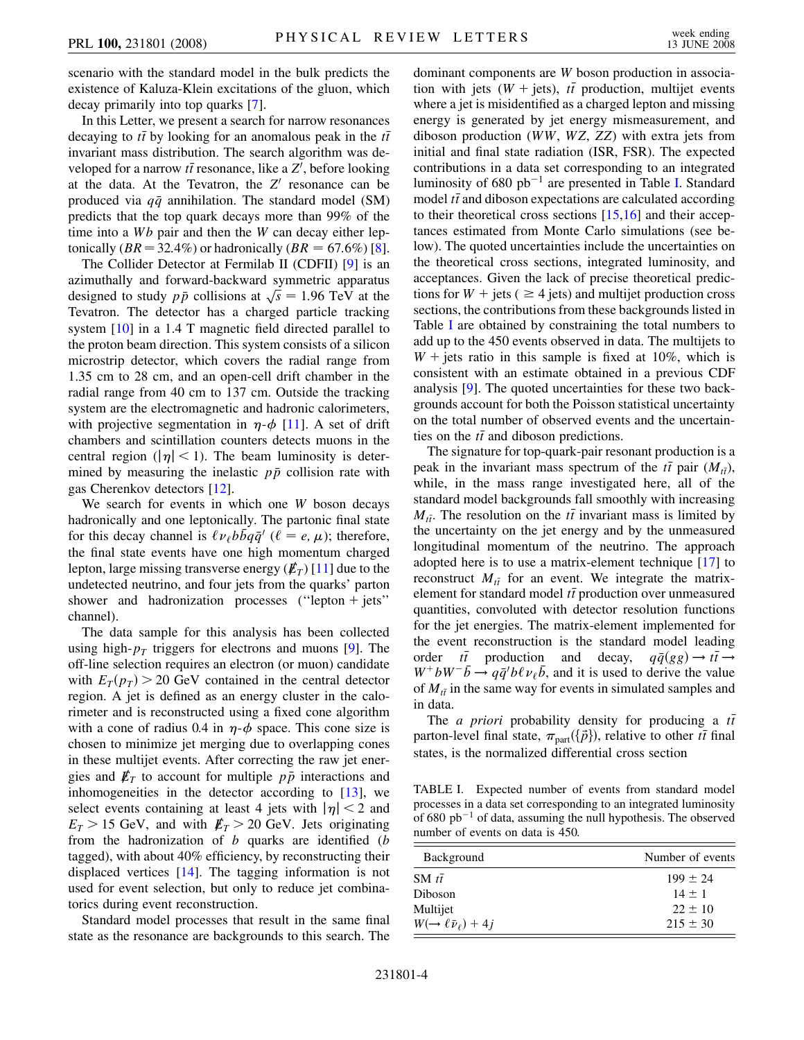scenario with the standard model in the bulk predicts the existence of Kaluza-Klein excitations of the gluon, which decay primarily into top quarks [7].

In this Letter, we present a search for narrow resonances decaying to $t\bar{t}$ by looking for an anomalous peak in the $t\bar{t}$ invariant mass distribution. The search algorithm was developed for a narrow $t\bar{t}$ resonance, like a $Z'$, before looking at the data. At the Tevatron, the $Z'$ resonance can be produced via $q\bar{q}$ annihilation. The standard model (SM) predicts that the top quark decays more than 99% of the time into a $Wb$ pair and then the $W$ can decay either leptonically ($BR = 32.4\%$) or hadronically ($BR = 67.6\%$) [8].

The Collider Detector at Fermilab II (CDFII) [9] is an azimuthally and forward-backward symmetric apparatus designed to study $p\bar{p}$ collisions at $\sqrt{s} = 1.96$ TeV at the Tevatron. The detector has a charged particle tracking system [10] in a 1.4 T magnetic field directed parallel to the proton beam direction. This system consists of a silicon microstrip detector, which covers the radial range from 1.35 cm to 28 cm, and an open-cell drift chamber in the radial range from 40 cm to 137 cm. Outside the tracking system are the electromagnetic and hadronic calorimeters, with projective segmentation in $\eta$-$\phi$ [11]. A set of drift chambers and scintillation counters detects muons in the central region ($|\eta| < 1$). The beam luminosity is determined by measuring the inelastic $p\bar{p}$ collision rate with gas Cherenkov detectors [12].

We search for events in which one $W$ boson decays hadronically and one leptonically. The partonic final state for this decay channel is $\ell \nu_\ell b\bar{b}q\bar{q}'$ ($\ell = e, \mu$); therefore, the final state events have one high momentum charged lepton, large missing transverse energy ($\not\!\!E_T$) [11] due to the undetected neutrino, and four jets from the quarks' parton shower and hadronization processes ("lepton + jets" channel).

The data sample for this analysis has been collected using high-$p_T$ triggers for electrons and muons [9]. The off-line selection requires an electron (or muon) candidate with $E_T(p_T) > 20$ GeV contained in the central detector region. A jet is defined as an energy cluster in the calorimeter and is reconstructed using a fixed cone algorithm with a cone of radius 0.4 in $\eta$-$\phi$ space. This cone size is chosen to minimize jet merging due to overlapping cones in these multijet events. After correcting the raw jet energies and $\not\!\!E_T$ to account for multiple $p\bar{p}$ interactions and inhomogeneities in the detector according to [13], we select events containing at least 4 jets with $|\eta| < 2$ and $E_T > 15$ GeV, and with $\not\!\!E_T > 20$ GeV. Jets originating from the hadronization of $b$ quarks are identified ($b$ tagged), with about 40% efficiency, by reconstructing their displaced vertices [14]. The tagging information is not used for event selection, but only to reduce jet combinatorics during event reconstruction.

Standard model processes that result in the same final state as the resonance are backgrounds to this search. The dominant components are $W$ boson production in association with jets ($W$ + jets), $t\bar{t}$ production, multijet events where a jet is misidentified as a charged lepton and missing energy is generated by jet energy mismeasurement, and diboson production ($WW$, $WZ$, $ZZ$) with extra jets from initial and final state radiation (ISR, FSR). The expected contributions in a data set corresponding to an integrated luminosity of 680 pb$^{-1}$ are presented in Table I. Standard model $t\bar{t}$ and diboson expectations are calculated according to their theoretical cross sections [15,16] and their acceptances estimated from Monte Carlo simulations (see below). The quoted uncertainties include the uncertainties on the theoretical cross sections, integrated luminosity, and acceptances. Given the lack of precise theoretical predictions for $W$ + jets ($\geq 4$ jets) and multijet production cross sections, the contributions from these backgrounds listed in Table I are obtained by constraining the total numbers to add up to the 450 events observed in data. The multijets to $W$ + jets ratio in this sample is fixed at 10%, which is consistent with an estimate obtained in a previous CDF analysis [9]. The quoted uncertainties for these two backgrounds account for both the Poisson statistical uncertainty on the total number of observed events and the uncertainties on the $t\bar{t}$ and diboson predictions.

The signature for top-quark-pair resonant production is a peak in the invariant mass spectrum of the $t\bar{t}$ pair ($M_{t\bar{t}}$), while, in the mass range investigated here, all of the standard model backgrounds fall smoothly with increasing $M_{t\bar{t}}$. The resolution on the $t\bar{t}$ invariant mass is limited by the uncertainty on the jet energy and by the unmeasured longitudinal momentum of the neutrino. The approach adopted here is to use a matrix-element technique [17] to reconstruct $M_{t\bar{t}}$ for an event. We integrate the matrix-element for standard model $t\bar{t}$ production over unmeasured quantities, convoluted with detector resolution functions for the jet energies. The matrix-element implemented for the event reconstruction is the standard model leading order $t\bar{t}$ production and decay, $q\bar{q}(gg) \rightarrow t\bar{t} \rightarrow W^+bW^-\bar{b} \rightarrow q\bar{q}'b\ell\nu_\ell\bar{b}$, and it is used to derive the value of $M_{t\bar{t}}$ in the same way for events in simulated samples and in data.

The *a priori* probability density for producing a $t\bar{t}$ parton-level final state, $\pi_{\text{part}}(\{\vec{p}\})$, relative to other $t\bar{t}$ final states, is the normalized differential cross section

TABLE I. Expected number of events from standard model processes in a data set corresponding to an integrated luminosity of 680 pb$^{-1}$ of data, assuming the null hypothesis. The observed number of events on data is 450.

| Background | Number of events |
|---|---|
| SM $t\bar{t}$ | $199 \pm 24$ |
| Diboson | $14 \pm 1$ |
| Multijet | $22 \pm 10$ |
| $W(\rightarrow \ell\bar{\nu}_\ell) + 4j$ | $215 \pm 30$ |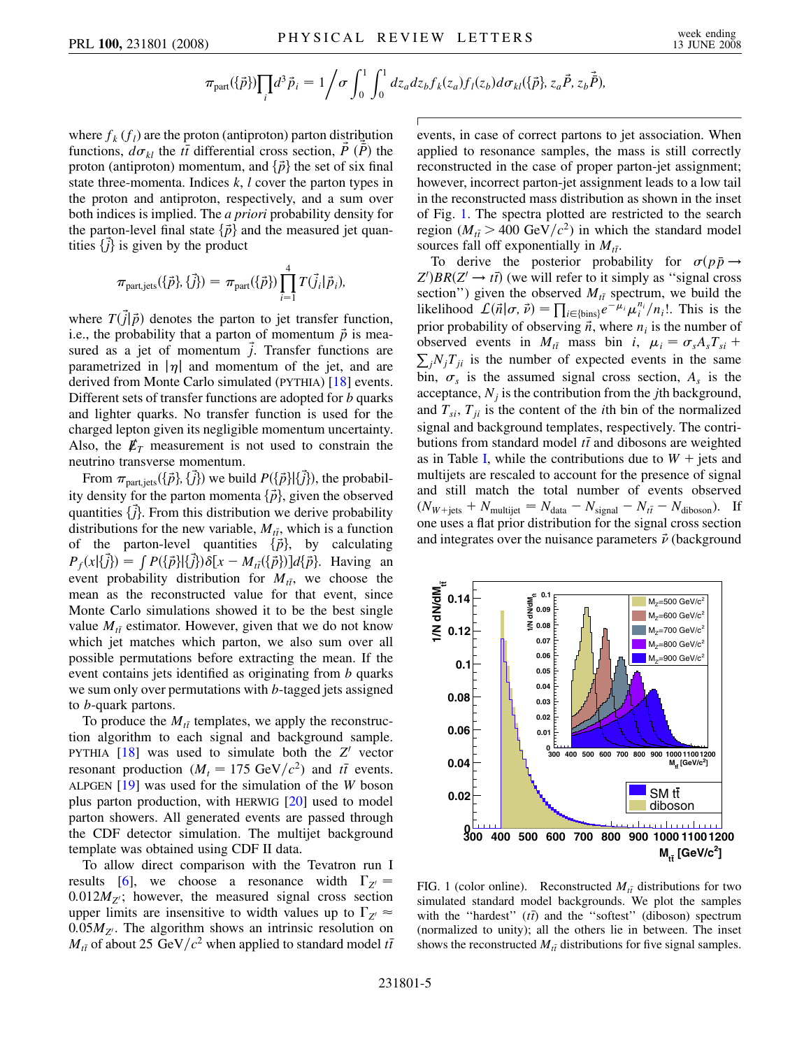$$\pi_{\text{part}}(\{\vec{p}\})\prod_i d^3\vec{p}_i = 1\Big/\sigma \int_0^1 \int_0^1 dz_a dz_b f_k(z_a) f_l(z_b) d\sigma_{kl}(\{\vec{p}\}, z_a\vec{P}, z_b\vec{\bar{P}}),$$

where $f_k$ ($f_l$) are the proton (antiproton) parton distribution functions, $d\sigma_{kl}$ the $t\bar{t}$ differential cross section, $\vec{P}$ ($\vec{\bar{P}}$) the proton (antiproton) momentum, and $\{\vec{p}\}$ the set of six final state three-momenta. Indices $k$, $l$ cover the parton types in the proton and antiproton, respectively, and a sum over both indices is implied. The *a priori* probability density for the parton-level final state $\{\vec{p}\}$ and the measured jet quantities $\{\vec{j}\}$ is given by the product

$$\pi_{\text{part,jets}}(\{\vec{p}\}, \{\vec{j}\}) = \pi_{\text{part}}(\{\vec{p}\}) \prod_{i=1}^{4} T(\vec{j}_i|\vec{p}_i),$$

where $T(\vec{j}|\vec{p})$ denotes the parton to jet transfer function, i.e., the probability that a parton of momentum $\vec{p}$ is measured as a jet of momentum $\vec{j}$. Transfer functions are parametrized in $|\eta|$ and momentum of the jet, and are derived from Monte Carlo simulated (PYTHIA) [18] events. Different sets of transfer functions are adopted for $b$ quarks and lighter quarks. No transfer function is used for the charged lepton given its negligible momentum uncertainty. Also, the $\not{E}_T$ measurement is not used to constrain the neutrino transverse momentum.

From $\pi_{\text{part,jets}}(\{\vec{p}\}, \{\vec{j}\})$ we build $P(\{\vec{p}\}|\{\vec{j}\})$, the probability density for the parton momenta $\{\vec{p}\}$, given the observed quantities $\{\vec{j}\}$. From this distribution we derive probability distributions for the new variable, $M_{t\bar{t}}$, which is a function of the parton-level quantities $\{\vec{p}\}$, by calculating $P_f(x|\{\vec{j}\}) = \int P(\{\vec{p}\}|\{\vec{j}\})\delta[x - M_{t\bar{t}}(\{\vec{p}\})]d\{\vec{p}\}$. Having an event probability distribution for $M_{t\bar{t}}$, we choose the mean as the reconstructed value for that event, since Monte Carlo simulations showed it to be the best single value $M_{t\bar{t}}$ estimator. However, given that we do not know which jet matches which parton, we also sum over all possible permutations before extracting the mean. If the event contains jets identified as originating from $b$ quarks we sum only over permutations with $b$-tagged jets assigned to $b$-quark partons.

To produce the $M_{t\bar{t}}$ templates, we apply the reconstruction algorithm to each signal and background sample. PYTHIA [18] was used to simulate both the $Z'$ vector resonant production ($M_t = 175$ GeV/$c^2$) and $t\bar{t}$ events. ALPGEN [19] was used for the simulation of the $W$ boson plus parton production, with HERWIG [20] used to model parton showers. All generated events are passed through the CDF detector simulation. The multijet background template was obtained using CDF II data.

To allow direct comparison with the Tevatron run I results [6], we choose a resonance width $\Gamma_{Z'} = 0.012 M_{Z'}$; however, the measured signal cross section upper limits are insensitive to width values up to $\Gamma_{Z'} \approx 0.05 M_{Z'}$. The algorithm shows an intrinsic resolution on $M_{t\bar{t}}$ of about 25 GeV/$c^2$ when applied to standard model $t\bar{t}$ events, in case of correct partons to jet association. When applied to resonance samples, the mass is still correctly reconstructed in the case of proper parton-jet assignment; however, incorrect parton-jet assignment leads to a low tail in the reconstructed mass distribution as shown in the inset of Fig. 1. The spectra plotted are restricted to the search region ($M_{t\bar{t}} > 400$ GeV/$c^2$) in which the standard model sources fall off exponentially in $M_{t\bar{t}}$.

To derive the posterior probability for $\sigma(p\bar{p} \to Z')BR(Z' \to t\bar{t})$ (we will refer to it simply as "signal cross section") given the observed $M_{t\bar{t}}$ spectrum, we build the likelihood $\mathcal{L}(\vec{n}|\sigma, \vec{\nu}) = \prod_{i\in\{\text{bins}\}} e^{-\mu_i}\mu_i^{n_i}/n_i!$. This is the prior probability of observing $\vec{n}$, where $n_i$ is the number of observed events in $M_{t\bar{t}}$ mass bin $i$, $\mu_i = \sigma_s A_s T_{si} + \sum_j N_j T_{ji}$ is the number of expected events in the same bin, $\sigma_s$ is the assumed signal cross section, $A_s$ is the acceptance, $N_j$ is the contribution from the $j$th background, and $T_{si}$, $T_{ji}$ is the content of the $i$th bin of the normalized signal and background templates, respectively. The contributions from standard model $t\bar{t}$ and dibosons are weighted as in Table I, while the contributions due to $W$ + jets and multijets are rescaled to account for the presence of signal and still match the total number of events observed ($N_{W+\text{jets}} + N_{\text{multijet}} = N_{\text{data}} - N_{\text{signal}} - N_{t\bar{t}} - N_{\text{diboson}}$). If one uses a flat prior distribution for the signal cross section and integrates over the nuisance parameters $\vec{\nu}$ (background

FIG. 1 (color online). Reconstructed $M_{t\bar{t}}$ distributions for two simulated standard model backgrounds. We plot the samples with the "hardest" ($t\bar{t}$) and the "softest" (diboson) spectrum (normalized to unity); all the others lie in between. The inset shows the reconstructed $M_{t\bar{t}}$ distributions for five signal samples.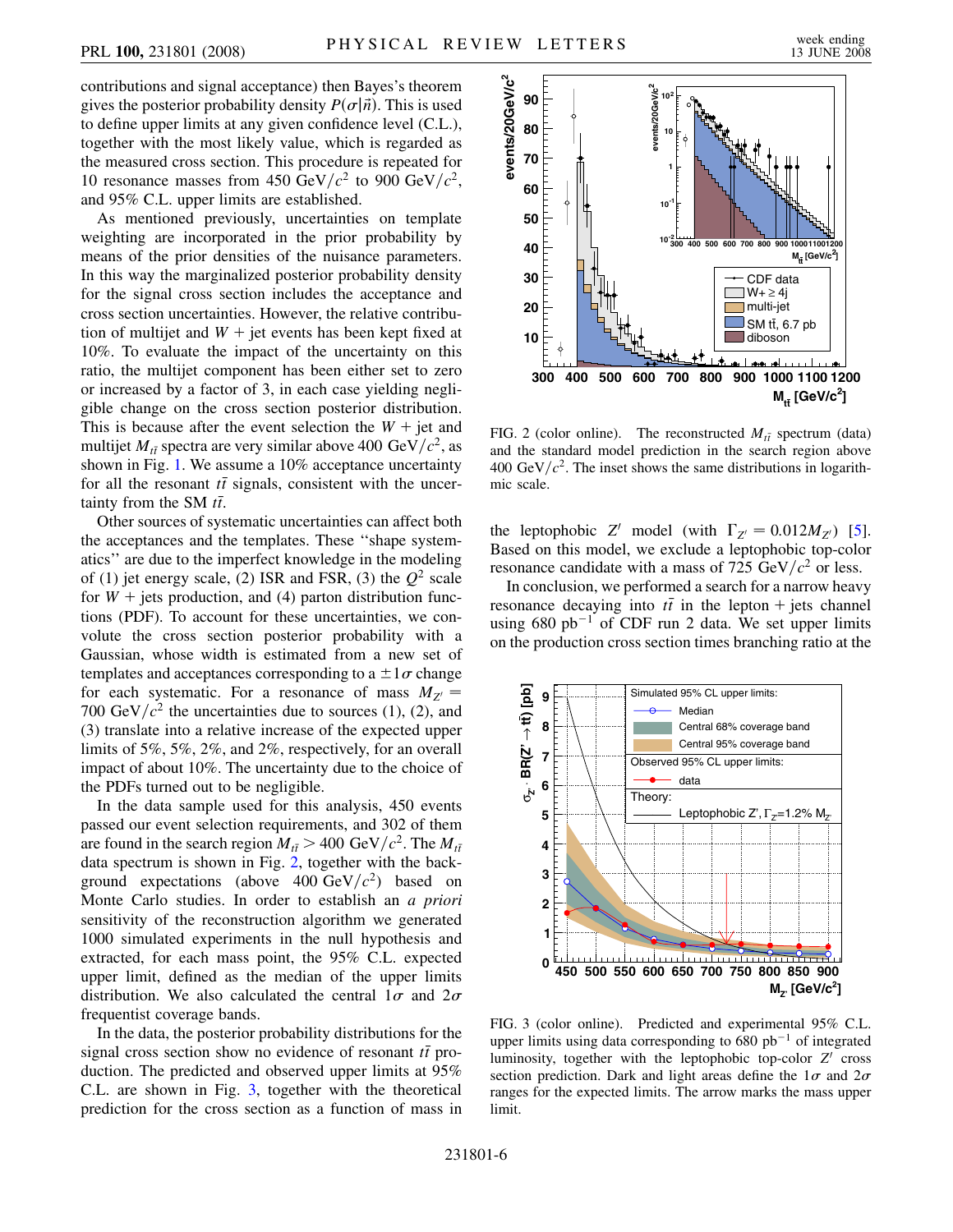contributions and signal acceptance) then Bayes's theorem gives the posterior probability density $P(\sigma|\vec{n})$. This is used to define upper limits at any given confidence level (C.L.), together with the most likely value, which is regarded as the measured cross section. This procedure is repeated for 10 resonance masses from 450 GeV/$c^2$ to 900 GeV/$c^2$, and 95% C.L. upper limits are established.

As mentioned previously, uncertainties on template weighting are incorporated in the prior probability by means of the prior densities of the nuisance parameters. In this way the marginalized posterior probability density for the signal cross section includes the acceptance and cross section uncertainties. However, the relative contribution of multijet and $W$ + jet events has been kept fixed at 10%. To evaluate the impact of the uncertainty on this ratio, the multijet component has been either set to zero or increased by a factor of 3, in each case yielding negligible change on the cross section posterior distribution. This is because after the event selection the $W$ + jet and multijet $M_{t\bar{t}}$ spectra are very similar above 400 GeV/$c^2$, as shown in Fig. 1. We assume a 10% acceptance uncertainty for all the resonant $t\bar{t}$ signals, consistent with the uncertainty from the SM $t\bar{t}$.

Other sources of systematic uncertainties can affect both the acceptances and the templates. These "shape systematics" are due to the imperfect knowledge in the modeling of (1) jet energy scale, (2) ISR and FSR, (3) the $Q^2$ scale for $W$ + jets production, and (4) parton distribution functions (PDF). To account for these uncertainties, we convolute the cross section posterior probability with a Gaussian, whose width is estimated from a new set of templates and acceptances corresponding to a $\pm 1\sigma$ change for each systematic. For a resonance of mass $M_{Z'}$ = 700 GeV/$c^2$ the uncertainties due to sources (1), (2), and (3) translate into a relative increase of the expected upper limits of 5%, 5%, 2%, and 2%, respectively, for an overall impact of about 10%. The uncertainty due to the choice of the PDFs turned out to be negligible.

In the data sample used for this analysis, 450 events passed our event selection requirements, and 302 of them are found in the search region $M_{t\bar{t}} > 400$ GeV/$c^2$. The $M_{t\bar{t}}$ data spectrum is shown in Fig. 2, together with the background expectations (above 400 GeV/$c^2$) based on Monte Carlo studies. In order to establish an *a priori* sensitivity of the reconstruction algorithm we generated 1000 simulated experiments in the null hypothesis and extracted, for each mass point, the 95% C.L. expected upper limit, defined as the median of the upper limits distribution. We also calculated the central $1\sigma$ and $2\sigma$ frequentist coverage bands.

In the data, the posterior probability distributions for the signal cross section show no evidence of resonant $t\bar{t}$ production. The predicted and observed upper limits at 95% C.L. are shown in Fig. 3, together with the theoretical prediction for the cross section as a function of mass in

FIG. 2 (color online). The reconstructed $M_{t\bar{t}}$ spectrum (data) and the standard model prediction in the search region above 400 GeV/$c^2$. The inset shows the same distributions in logarithmic scale.

the leptophobic $Z'$ model (with $\Gamma_{Z'} = 0.012 M_{Z'}$) [5]. Based on this model, we exclude a leptophobic top-color resonance candidate with a mass of 725 GeV/$c^2$ or less.

In conclusion, we performed a search for a narrow heavy resonance decaying into $t\bar{t}$ in the lepton + jets channel using 680 pb$^{-1}$ of CDF run 2 data. We set upper limits on the production cross section times branching ratio at the

FIG. 3 (color online). Predicted and experimental 95% C.L. upper limits using data corresponding to 680 pb$^{-1}$ of integrated luminosity, together with the leptophobic top-color $Z'$ cross section prediction. Dark and light areas define the $1\sigma$ and $2\sigma$ ranges for the expected limits. The arrow marks the mass upper limit.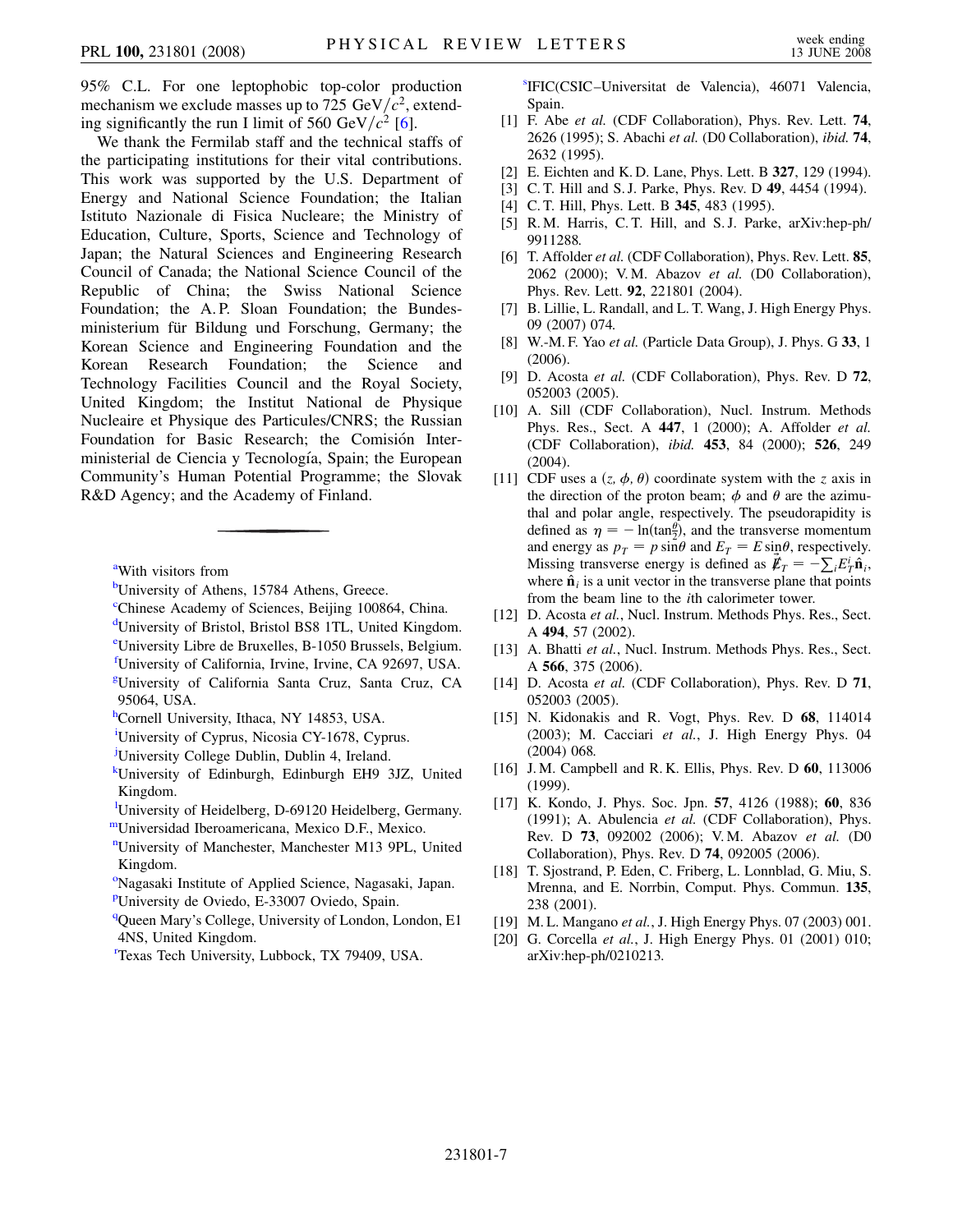95% C.L. For one leptophobic top-color production mechanism we exclude masses up to 725 GeV/$c^2$, extending significantly the run I limit of 560 GeV/$c^2$ [6].

We thank the Fermilab staff and the technical staffs of the participating institutions for their vital contributions. This work was supported by the U.S. Department of Energy and National Science Foundation; the Italian Istituto Nazionale di Fisica Nucleare; the Ministry of Education, Culture, Sports, Science and Technology of Japan; the Natural Sciences and Engineering Research Council of Canada; the National Science Council of the Republic of China; the Swiss National Science Foundation; the A.P. Sloan Foundation; the Bundesministerium für Bildung und Forschung, Germany; the Korean Science and Engineering Foundation and the Korean Research Foundation; the Science and Technology Facilities Council and the Royal Society, United Kingdom; the Institut National de Physique Nucleaire et Physique des Particules/CNRS; the Russian Foundation for Basic Research; the Comisión Interministerial de Ciencia y Tecnología, Spain; the European Community's Human Potential Programme; the Slovak R&D Agency; and the Academy of Finland.

---

[a]With visitors from

[b]University of Athens, 15784 Athens, Greece.

[c]Chinese Academy of Sciences, Beijing 100864, China.

[d]University of Bristol, Bristol BS8 1TL, United Kingdom.

[e]University Libre de Bruxelles, B-1050 Brussels, Belgium.

[f]University of California, Irvine, Irvine, CA 92697, USA.

[g]University of California Santa Cruz, Santa Cruz, CA 95064, USA.

[h]Cornell University, Ithaca, NY 14853, USA.

[i]University of Cyprus, Nicosia CY-1678, Cyprus.

[j]University College Dublin, Dublin 4, Ireland.

[k]University of Edinburgh, Edinburgh EH9 3JZ, United Kingdom.

[l]University of Heidelberg, D-69120 Heidelberg, Germany.

[m]Universidad Iberoamericana, Mexico D.F., Mexico.

[n]University of Manchester, Manchester M13 9PL, United Kingdom.

[o]Nagasaki Institute of Applied Science, Nagasaki, Japan.

[p]University de Oviedo, E-33007 Oviedo, Spain.

[q]Queen Mary's College, University of London, London, E1 4NS, United Kingdom.

[r]Texas Tech University, Lubbock, TX 79409, USA.

[s]IFIC(CSIC–Universitat de Valencia), 46071 Valencia, Spain.

[1] F. Abe *et al.* (CDF Collaboration), Phys. Rev. Lett. **74**, 2626 (1995); S. Abachi *et al.* (D0 Collaboration), *ibid.* **74**, 2632 (1995).

[2] E. Eichten and K. D. Lane, Phys. Lett. B **327**, 129 (1994).

[3] C. T. Hill and S. J. Parke, Phys. Rev. D **49**, 4454 (1994).

[4] C. T. Hill, Phys. Lett. B **345**, 483 (1995).

[5] R. M. Harris, C. T. Hill, and S. J. Parke, arXiv:hep-ph/9911288.

[6] T. Affolder *et al.* (CDF Collaboration), Phys. Rev. Lett. **85**, 2062 (2000); V. M. Abazov *et al.* (D0 Collaboration), Phys. Rev. Lett. **92**, 221801 (2004).

[7] B. Lillie, L. Randall, and L. T. Wang, J. High Energy Phys. 09 (2007) 074.

[8] W.-M. F. Yao *et al.* (Particle Data Group), J. Phys. G **33**, 1 (2006).

[9] D. Acosta *et al.* (CDF Collaboration), Phys. Rev. D **72**, 052003 (2005).

[10] A. Sill (CDF Collaboration), Nucl. Instrum. Methods Phys. Res., Sect. A **447**, 1 (2000); A. Affolder *et al.* (CDF Collaboration), *ibid.* **453**, 84 (2000); **526**, 249 (2004).

[11] CDF uses a ($z$, $\phi$, $\theta$) coordinate system with the $z$ axis in the direction of the proton beam; $\phi$ and $\theta$ are the azimuthal and polar angle, respectively. The pseudorapidity is defined as $\eta = -\ln(\tan\frac{\theta}{2})$, and the transverse momentum and energy as $p_T = p\sin\theta$ and $E_T = E\sin\theta$, respectively. Missing transverse energy is defined as $\not{E}_T = -\sum_i E_T^i \hat{\mathbf{n}}_i$, where $\hat{\mathbf{n}}_i$ is a unit vector in the transverse plane that points from the beam line to the $i$th calorimeter tower.

[12] D. Acosta *et al.*, Nucl. Instrum. Methods Phys. Res., Sect. A **494**, 57 (2002).

[13] A. Bhatti *et al.*, Nucl. Instrum. Methods Phys. Res., Sect. A **566**, 375 (2006).

[14] D. Acosta *et al.* (CDF Collaboration), Phys. Rev. D **71**, 052003 (2005).

[15] N. Kidonakis and R. Vogt, Phys. Rev. D **68**, 114014 (2003); M. Cacciari *et al.*, J. High Energy Phys. 04 (2004) 068.

[16] J. M. Campbell and R. K. Ellis, Phys. Rev. D **60**, 113006 (1999).

[17] K. Kondo, J. Phys. Soc. Jpn. **57**, 4126 (1988); **60**, 836 (1991); A. Abulencia *et al.* (CDF Collaboration), Phys. Rev. D **73**, 092002 (2006); V. M. Abazov *et al.* (D0 Collaboration), Phys. Rev. D **74**, 092005 (2006).

[18] T. Sjostrand, P. Eden, C. Friberg, L. Lonnblad, G. Miu, S. Mrenna, and E. Norrbin, Comput. Phys. Commun. **135**, 238 (2001).

[19] M. L. Mangano *et al.*, J. High Energy Phys. 07 (2003) 001.

[20] G. Corcella *et al.*, J. High Energy Phys. 01 (2001) 010; arXiv:hep-ph/0210213.